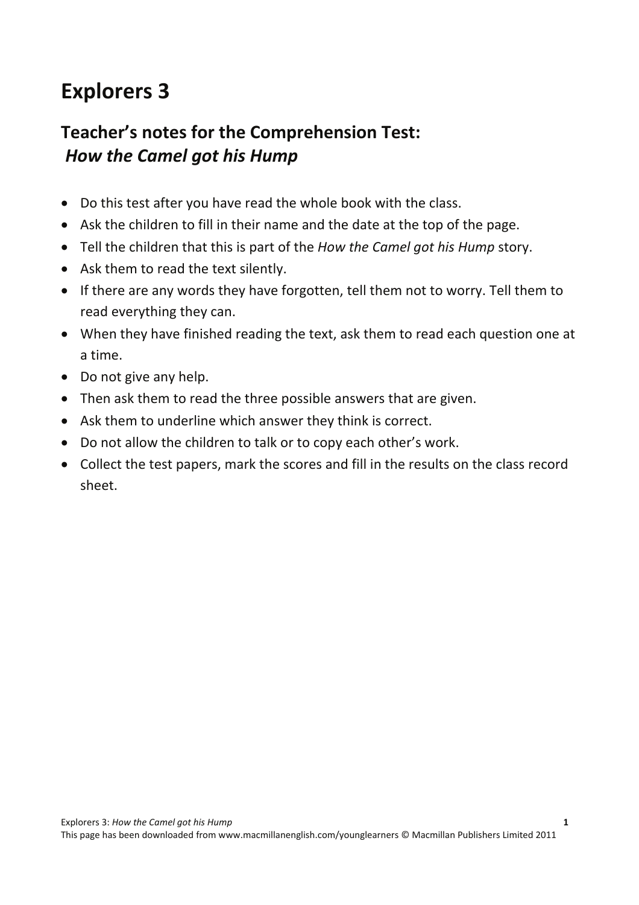# Explorers 3

## Teacher's notes for the Comprehension Test: *How the Camel got his Hump*

- Do this test after you have read the whole book with the class.
- Ask the children to fill in their name and the date at the top of the page.
- Tell the children that this is part of the *How the Camel got his Hump* story.
- Ask them to read the text silently.
- If there are any words they have forgotten, tell them not to worry. Tell them to read everything they can.
- When they have finished reading the text, ask them to read each question one at a time.
- Do not give any help.
- Then ask them to read the three possible answers that are given.
- Ask them to underline which answer they think is correct.
- Do not allow the children to talk or to copy each other's work.
- Collect the test papers, mark the scores and fill in the results on the class record sheet.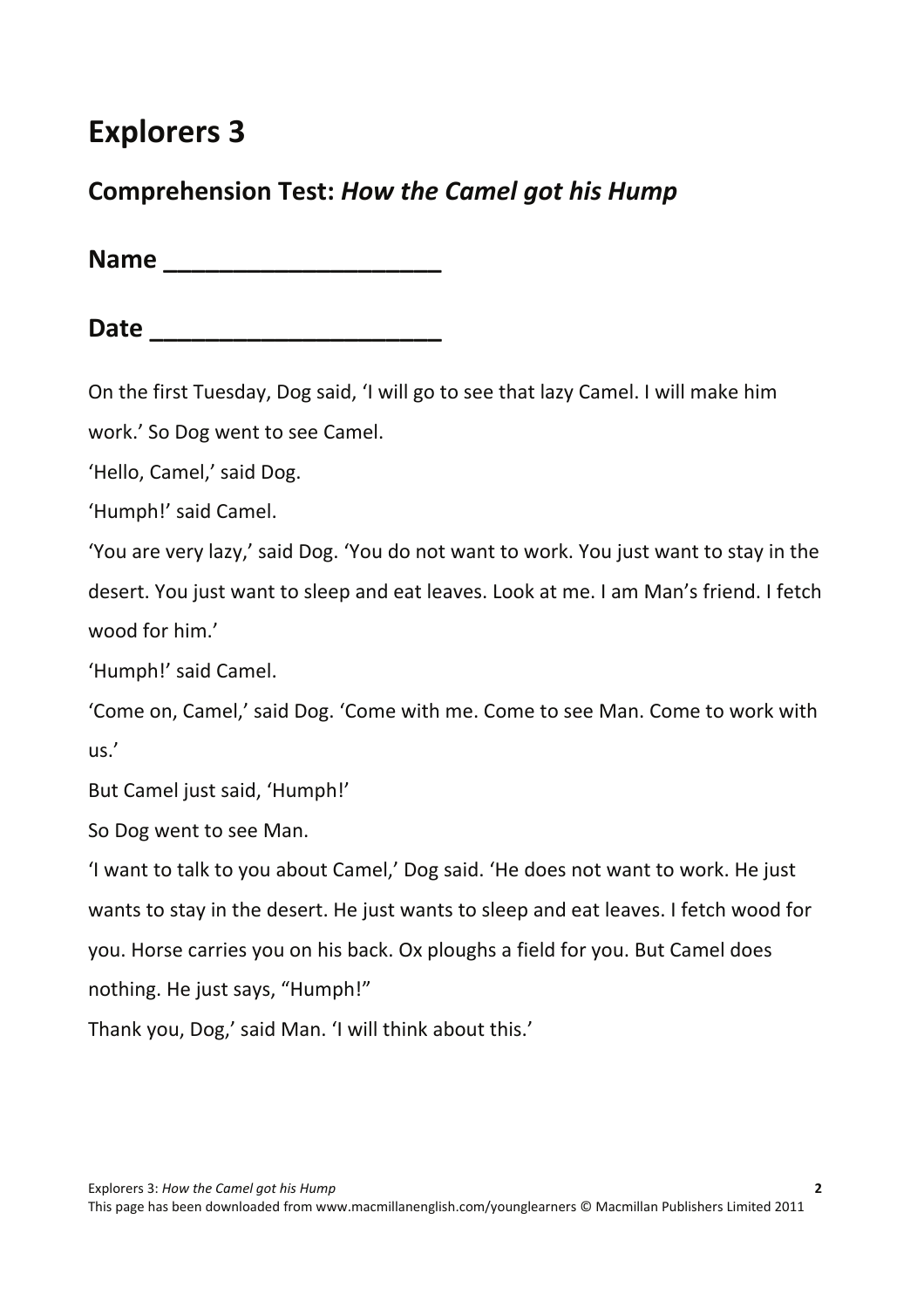# Explorers 3

## Comprehension Test: *How the Camel got his Hump*

**Name ____________________**

**Date _____________________**

On the first Tuesday, Dog said, 'I will go to see that lazy Camel. I will make him work.' So Dog went to see Camel.

'Hello, Camel,' said Dog.

'Humph!' said Camel.

'You are very lazy,' said Dog. 'You do not want to work. You just want to stay in the desert. You just want to sleep and eat leaves. Look at me. I am Man's friend. I fetch wood for him.'

'Humph!' said Camel.

'Come on, Camel,' said Dog. 'Come with me. Come to see Man. Come to work with us.'

But Camel just said, 'Humph!'

So Dog went to see Man.

'I want to talk to you about Camel,' Dog said. 'He does not want to work. He just wants to stay in the desert. He just wants to sleep and eat leaves. I fetch wood for you. Horse carries you on his back. Ox ploughs a field for you. But Camel does nothing. He just says, "Humph!"

Thank you, Dog,' said Man. 'I will think about this.'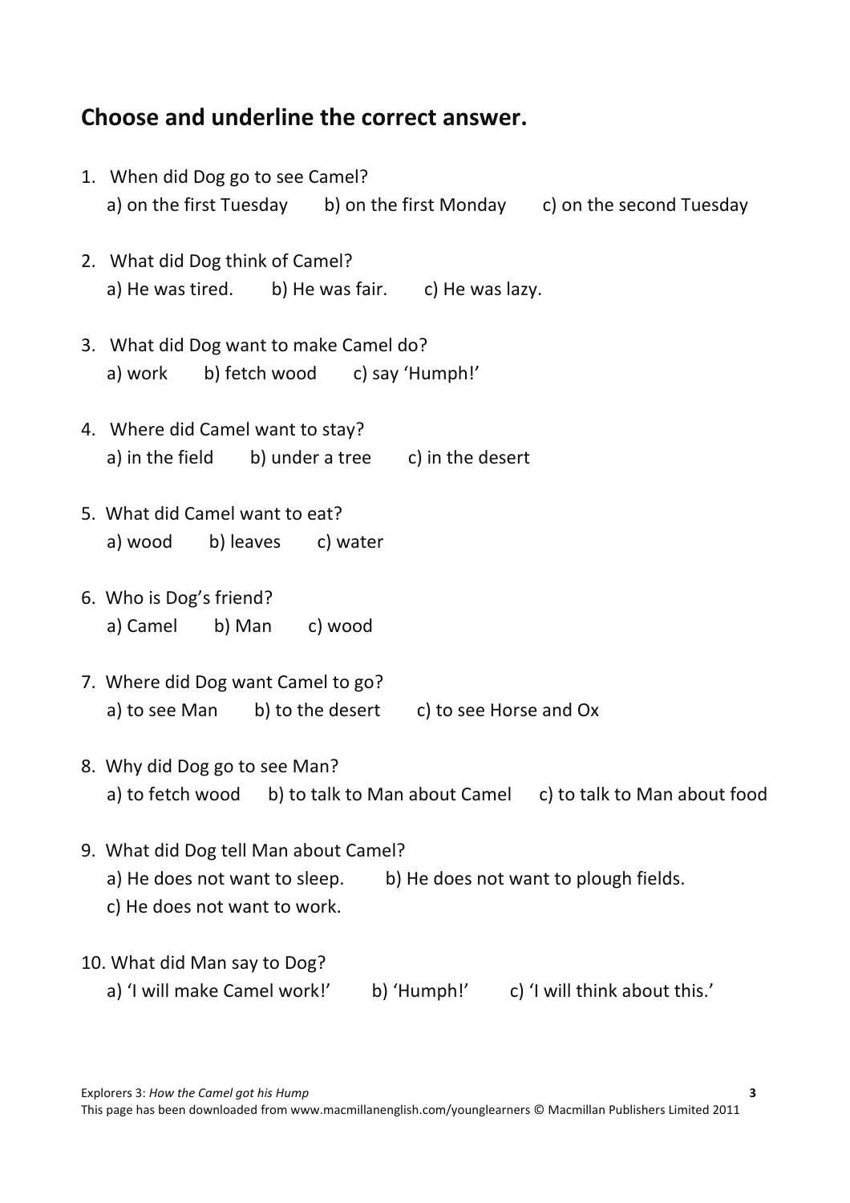## Choose and underline the correct answer.

1. When did Dog go to see Camel?
   a) on the first Tuesday  b) on the first Monday  c) on the second Tuesday

2. What did Dog think of Camel?
   a) He was tired.  b) He was fair.  c) He was lazy.

3. What did Dog want to make Camel do?
   a) work  b) fetch wood  c) say 'Humph!'

4. Where did Camel want to stay?
   a) in the field  b) under a tree  c) in the desert

5. What did Camel want to eat?
   a) wood  b) leaves  c) water

6. Who is Dog's friend?
   a) Camel  b) Man  c) wood

7. Where did Dog want Camel to go?
   a) to see Man  b) to the desert  c) to see Horse and Ox

8. Why did Dog go to see Man?
   a) to fetch wood  b) to talk to Man about Camel  c) to talk to Man about food

9. What did Dog tell Man about Camel?
   a) He does not want to sleep.  b) He does not want to plough fields.
   c) He does not want to work.

10. What did Man say to Dog?
    a) 'I will make Camel work!'  b) 'Humph!'  c) 'I will think about this.'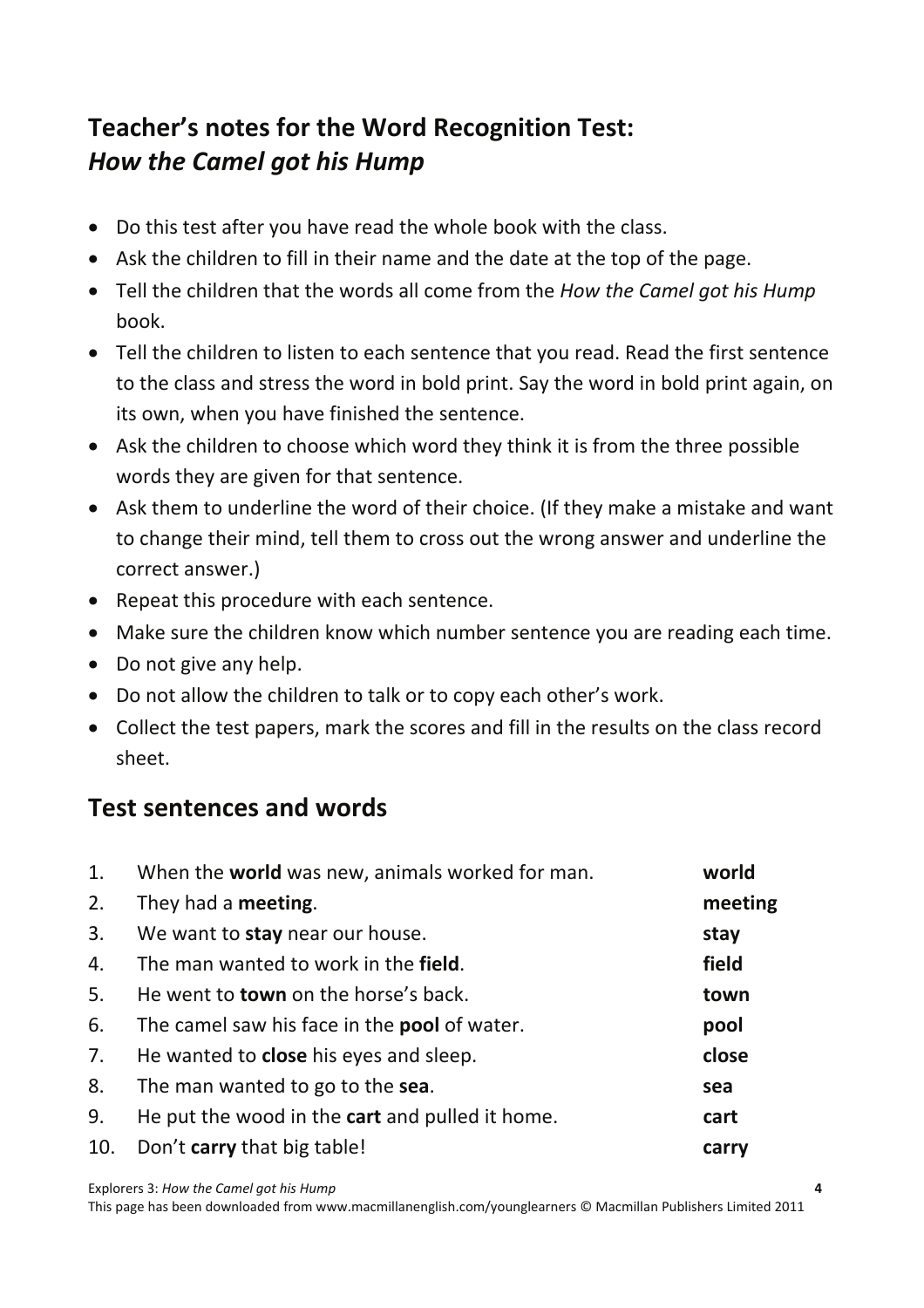## Teacher's notes for the Word Recognition Test: *How the Camel got his Hump*

- Do this test after you have read the whole book with the class.
- Ask the children to fill in their name and the date at the top of the page.
- Tell the children that the words all come from the *How the Camel got his Hump* book.
- Tell the children to listen to each sentence that you read. Read the first sentence to the class and stress the word in bold print. Say the word in bold print again, on its own, when you have finished the sentence.
- Ask the children to choose which word they think it is from the three possible words they are given for that sentence.
- Ask them to underline the word of their choice. (If they make a mistake and want to change their mind, tell them to cross out the wrong answer and underline the correct answer.)
- Repeat this procedure with each sentence.
- Make sure the children know which number sentence you are reading each time.
- Do not give any help.
- Do not allow the children to talk or to copy each other's work.
- Collect the test papers, mark the scores and fill in the results on the class record sheet.

## Test sentences and words

| | | |
|---|---|---|
| 1. | When the **world** was new, animals worked for man. | **world** |
| 2. | They had a **meeting**. | **meeting** |
| 3. | We want to **stay** near our house. | **stay** |
| 4. | The man wanted to work in the **field**. | **field** |
| 5. | He went to **town** on the horse's back. | **town** |
| 6. | The camel saw his face in the **pool** of water. | **pool** |
| 7. | He wanted to **close** his eyes and sleep. | **close** |
| 8. | The man wanted to go to the **sea**. | **sea** |
| 9. | He put the wood in the **cart** and pulled it home. | **cart** |
| 10. | Don't **carry** that big table! | **carry** |

Explorers 3: *How the Camel got his Hump*
This page has been downloaded from www.macmillanenglish.com/younglearners © Macmillan Publishers Limited 2011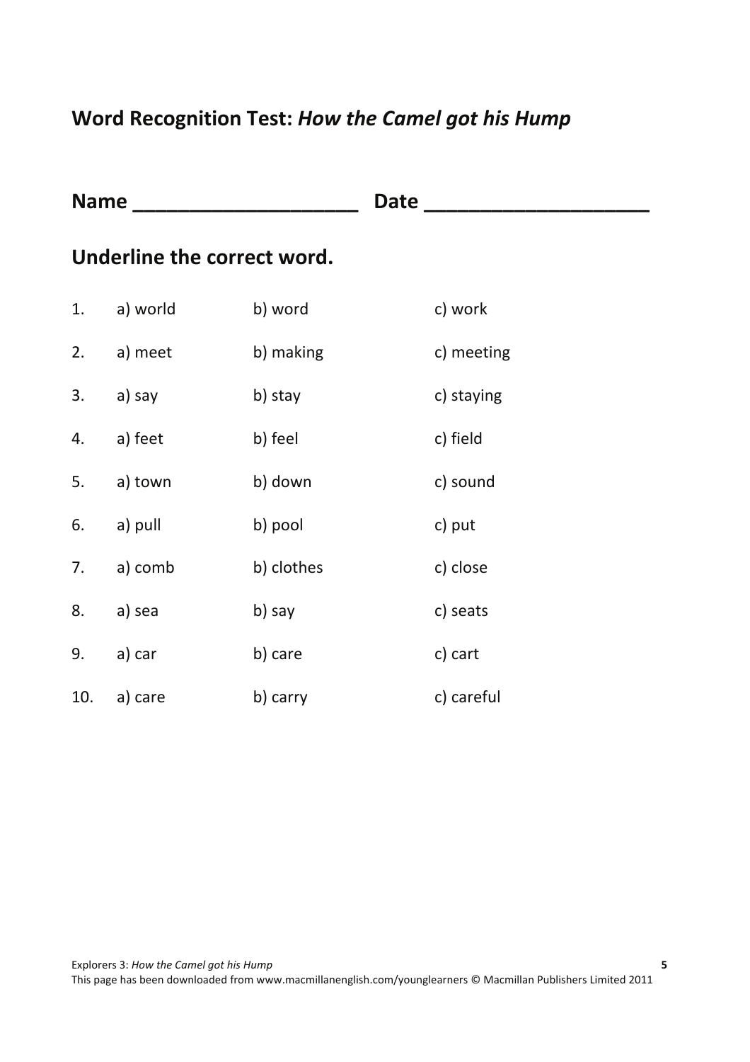## Word Recognition Test: *How the Camel got his Hump*

**Name ____________________ Date ____________________**

## Underline the correct word.

| | | | |
|---|---|---|---|
| 1. | a) world | b) word | c) work |
| 2. | a) meet | b) making | c) meeting |
| 3. | a) say | b) stay | c) staying |
| 4. | a) feet | b) feel | c) field |
| 5. | a) town | b) down | c) sound |
| 6. | a) pull | b) pool | c) put |
| 7. | a) comb | b) clothes | c) close |
| 8. | a) sea | b) say | c) seats |
| 9. | a) car | b) care | c) cart |
| 10. | a) care | b) carry | c) careful |

Explorers 3: *How the Camel got his Hump*
This page has been downloaded from www.macmillanenglish.com/younglearners © Macmillan Publishers Limited 2011